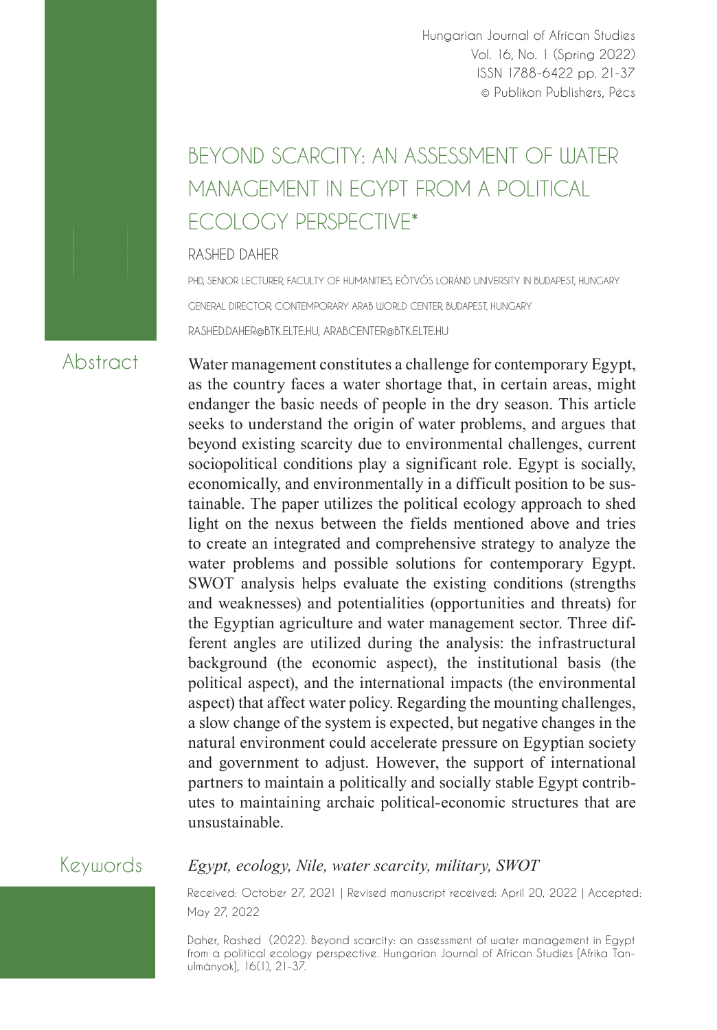# BEYOND SCARCITY: AN ASSESSMENT OF WATER MANAGEMENT IN EGYPT FROM A POLITICAL ECOLOGY PERSPECTIVE*

RASHED DAHER

PHD, SENIOR LECTURER, FACULTY OF HUMANITIES, EÖTVÖS LORÁND UNIVERSITY IN BUDAPEST, HUNGARY

GENERAL DIRECTOR, CONTEMPORARY ARAB WORLD CENTER, BUDAPEST, HUNGARY

RASHED.DAHER@BTK.ELTE.HU, ARABCENTER@BTK.ELTE.HU

## Abstract

Water management constitutes a challenge for contemporary Egypt, as the country faces a water shortage that, in certain areas, might endanger the basic needs of people in the dry season. This article seeks to understand the origin of water problems, and argues that beyond existing scarcity due to environmental challenges, current sociopolitical conditions play a significant role. Egypt is socially, economically, and environmentally in a difficult position to be sustainable. The paper utilizes the political ecology approach to shed light on the nexus between the fields mentioned above and tries to create an integrated and comprehensive strategy to analyze the water problems and possible solutions for contemporary Egypt. SWOT analysis helps evaluate the existing conditions (strengths and weaknesses) and potentialities (opportunities and threats) for the Egyptian agriculture and water management sector. Three different angles are utilized during the analysis: the infrastructural background (the economic aspect), the institutional basis (the political aspect), and the international impacts (the environmental aspect) that affect water policy. Regarding the mounting challenges, a slow change of the system is expected, but negative changes in the natural environment could accelerate pressure on Egyptian society and government to adjust. However, the support of international partners to maintain a politically and socially stable Egypt contributes to maintaining archaic political-economic structures that are unsustainable.

## Keywords

*Egypt, ecology, Nile, water scarcity, military, SWOT*

Received: October 27, 2021 | Revised manuscript received: April 20, 2022 | Accepted: May 27, 2022

Daher, Rashed (2022). Beyond scarcity: an assessment of water management in Egypt from a political ecology perspective. Hungarian Journal of African Studies [Afrika Tanulmányok], 16(1), 21-37.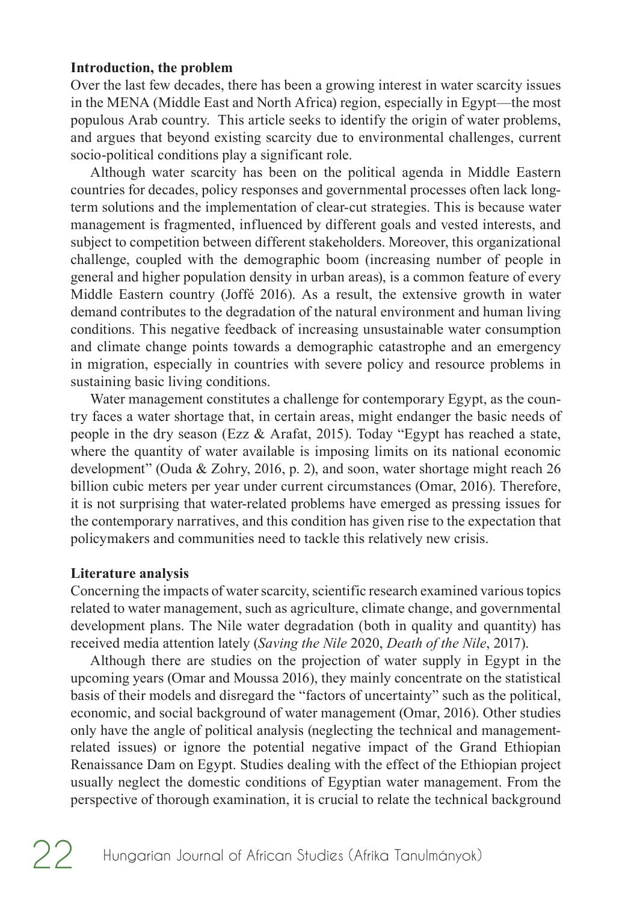**Introduction, the problem**

Over the last few decades, there has been a growing interest in water scarcity issues in the MENA (Middle East and North Africa) region, especially in Egypt—the most populous Arab country. This article seeks to identify the origin of water problems, and argues that beyond existing scarcity due to environmental challenges, current socio-political conditions play a significant role.

Although water scarcity has been on the political agenda in Middle Eastern countries for decades, policy responses and governmental processes often lack long-term solutions and the implementation of clear-cut strategies. This is because water management is fragmented, influenced by different goals and vested interests, and subject to competition between different stakeholders. Moreover, this organizational challenge, coupled with the demographic boom (increasing number of people in general and higher population density in urban areas), is a common feature of every Middle Eastern country (Joffé 2016). As a result, the extensive growth in water demand contributes to the degradation of the natural environment and human living conditions. This negative feedback of increasing unsustainable water consumption and climate change points towards a demographic catastrophe and an emergency in migration, especially in countries with severe policy and resource problems in sustaining basic living conditions.

Water management constitutes a challenge for contemporary Egypt, as the country faces a water shortage that, in certain areas, might endanger the basic needs of people in the dry season (Ezz & Arafat, 2015). Today "Egypt has reached a state, where the quantity of water available is imposing limits on its national economic development" (Ouda & Zohry, 2016, p. 2), and soon, water shortage might reach 26 billion cubic meters per year under current circumstances (Omar, 2016). Therefore, it is not surprising that water-related problems have emerged as pressing issues for the contemporary narratives, and this condition has given rise to the expectation that policymakers and communities need to tackle this relatively new crisis.

**Literature analysis**

Concerning the impacts of water scarcity, scientific research examined various topics related to water management, such as agriculture, climate change, and governmental development plans. The Nile water degradation (both in quality and quantity) has received media attention lately (*Saving the Nile* 2020, *Death of the Nile*, 2017).

Although there are studies on the projection of water supply in Egypt in the upcoming years (Omar and Moussa 2016), they mainly concentrate on the statistical basis of their models and disregard the "factors of uncertainty" such as the political, economic, and social background of water management (Omar, 2016). Other studies only have the angle of political analysis (neglecting the technical and management-related issues) or ignore the potential negative impact of the Grand Ethiopian Renaissance Dam on Egypt. Studies dealing with the effect of the Ethiopian project usually neglect the domestic conditions of Egyptian water management. From the perspective of thorough examination, it is crucial to relate the technical background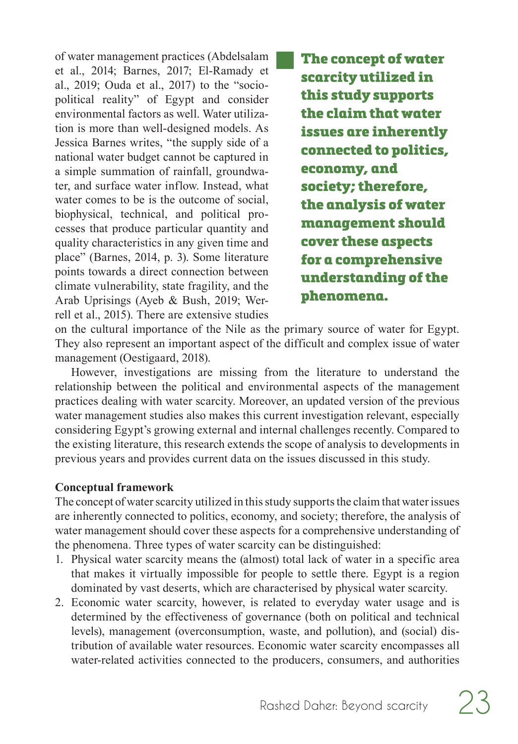of water management practices (Abdelsalam et al., 2014; Barnes, 2017; El-Ramady et al., 2019; Ouda et al., 2017) to the "socio-political reality" of Egypt and consider environmental factors as well. Water utilization is more than well-designed models. As Jessica Barnes writes, "the supply side of a national water budget cannot be captured in a simple summation of rainfall, groundwater, and surface water inflow. Instead, what water comes to be is the outcome of social, biophysical, technical, and political processes that produce particular quantity and quality characteristics in any given time and place" (Barnes, 2014, p. 3). Some literature points towards a direct connection between climate vulnerability, state fragility, and the Arab Uprisings (Ayeb & Bush, 2019; Werrell et al., 2015). There are extensive studies on the cultural importance of the Nile as the primary source of water for Egypt. They also represent an important aspect of the difficult and complex issue of water management (Oestigaard, 2018).

**The concept of water scarcity utilized in this study supports the claim that water issues are inherently connected to politics, economy, and society; therefore, the analysis of water management should cover these aspects for a comprehensive understanding of the phenomena.**

However, investigations are missing from the literature to understand the relationship between the political and environmental aspects of the management practices dealing with water scarcity. Moreover, an updated version of the previous water management studies also makes this current investigation relevant, especially considering Egypt's growing external and internal challenges recently. Compared to the existing literature, this research extends the scope of analysis to developments in previous years and provides current data on the issues discussed in this study.

## Conceptual framework

The concept of water scarcity utilized in this study supports the claim that water issues are inherently connected to politics, economy, and society; therefore, the analysis of water management should cover these aspects for a comprehensive understanding of the phenomena. Three types of water scarcity can be distinguished:

1. Physical water scarcity means the (almost) total lack of water in a specific area that makes it virtually impossible for people to settle there. Egypt is a region dominated by vast deserts, which are characterised by physical water scarcity.
2. Economic water scarcity, however, is related to everyday water usage and is determined by the effectiveness of governance (both on political and technical levels), management (overconsumption, waste, and pollution), and (social) distribution of available water resources. Economic water scarcity encompasses all water-related activities connected to the producers, consumers, and authorities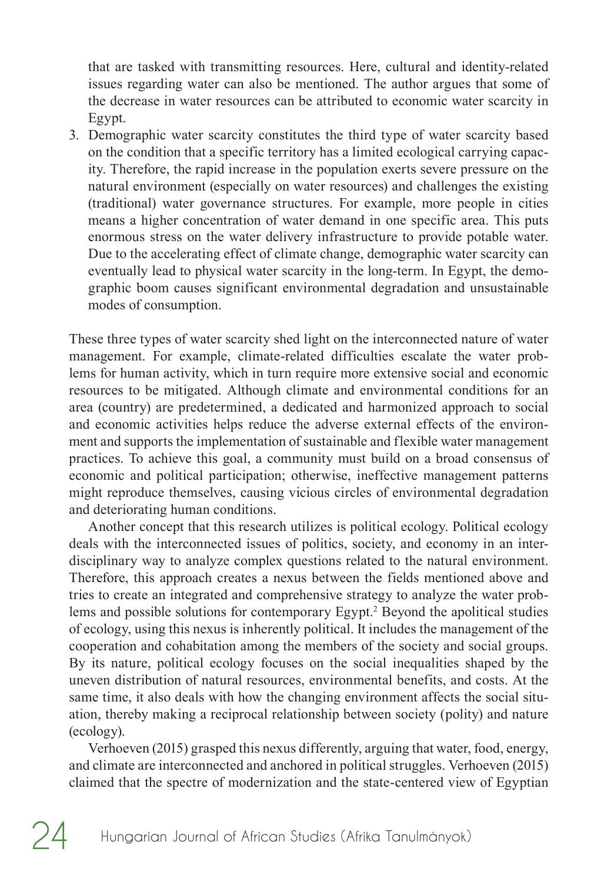that are tasked with transmitting resources. Here, cultural and identity-related issues regarding water can also be mentioned. The author argues that some of the decrease in water resources can be attributed to economic water scarcity in Egypt.

3. Demographic water scarcity constitutes the third type of water scarcity based on the condition that a specific territory has a limited ecological carrying capacity. Therefore, the rapid increase in the population exerts severe pressure on the natural environment (especially on water resources) and challenges the existing (traditional) water governance structures. For example, more people in cities means a higher concentration of water demand in one specific area. This puts enormous stress on the water delivery infrastructure to provide potable water. Due to the accelerating effect of climate change, demographic water scarcity can eventually lead to physical water scarcity in the long-term. In Egypt, the demographic boom causes significant environmental degradation and unsustainable modes of consumption.

These three types of water scarcity shed light on the interconnected nature of water management. For example, climate-related difficulties escalate the water problems for human activity, which in turn require more extensive social and economic resources to be mitigated. Although climate and environmental conditions for an area (country) are predetermined, a dedicated and harmonized approach to social and economic activities helps reduce the adverse external effects of the environment and supports the implementation of sustainable and flexible water management practices. To achieve this goal, a community must build on a broad consensus of economic and political participation; otherwise, ineffective management patterns might reproduce themselves, causing vicious circles of environmental degradation and deteriorating human conditions.

Another concept that this research utilizes is political ecology. Political ecology deals with the interconnected issues of politics, society, and economy in an interdisciplinary way to analyze complex questions related to the natural environment. Therefore, this approach creates a nexus between the fields mentioned above and tries to create an integrated and comprehensive strategy to analyze the water problems and possible solutions for contemporary Egypt.[2] Beyond the apolitical studies of ecology, using this nexus is inherently political. It includes the management of the cooperation and cohabitation among the members of the society and social groups. By its nature, political ecology focuses on the social inequalities shaped by the uneven distribution of natural resources, environmental benefits, and costs. At the same time, it also deals with how the changing environment affects the social situation, thereby making a reciprocal relationship between society (polity) and nature (ecology).

Verhoeven (2015) grasped this nexus differently, arguing that water, food, energy, and climate are interconnected and anchored in political struggles. Verhoeven (2015) claimed that the spectre of modernization and the state-centered view of Egyptian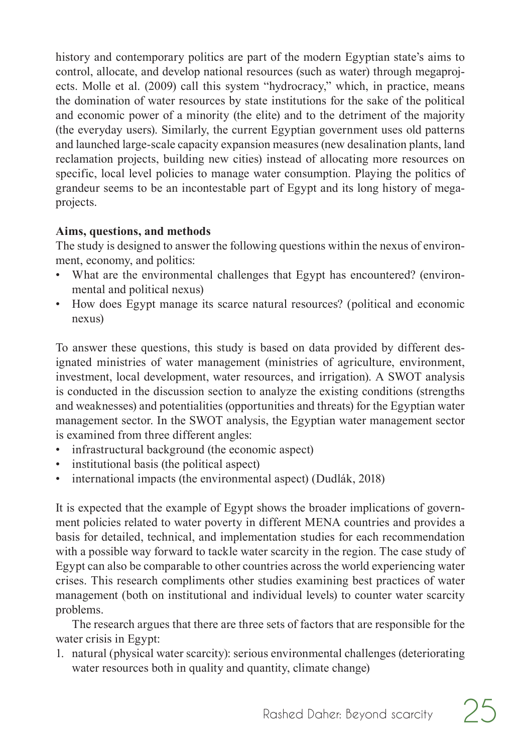history and contemporary politics are part of the modern Egyptian state's aims to control, allocate, and develop national resources (such as water) through megaprojects. Molle et al. (2009) call this system "hydrocracy," which, in practice, means the domination of water resources by state institutions for the sake of the political and economic power of a minority (the elite) and to the detriment of the majority (the everyday users). Similarly, the current Egyptian government uses old patterns and launched large-scale capacity expansion measures (new desalination plants, land reclamation projects, building new cities) instead of allocating more resources on specific, local level policies to manage water consumption. Playing the politics of grandeur seems to be an incontestable part of Egypt and its long history of megaprojects.

**Aims, questions, and methods**

The study is designed to answer the following questions within the nexus of environment, economy, and politics:

- What are the environmental challenges that Egypt has encountered? (environmental and political nexus)
- How does Egypt manage its scarce natural resources? (political and economic nexus)

To answer these questions, this study is based on data provided by different designated ministries of water management (ministries of agriculture, environment, investment, local development, water resources, and irrigation). A SWOT analysis is conducted in the discussion section to analyze the existing conditions (strengths and weaknesses) and potentialities (opportunities and threats) for the Egyptian water management sector. In the SWOT analysis, the Egyptian water management sector is examined from three different angles:

- infrastructural background (the economic aspect)
- institutional basis (the political aspect)
- international impacts (the environmental aspect) (Dudlák, 2018)

It is expected that the example of Egypt shows the broader implications of government policies related to water poverty in different MENA countries and provides a basis for detailed, technical, and implementation studies for each recommendation with a possible way forward to tackle water scarcity in the region. The case study of Egypt can also be comparable to other countries across the world experiencing water crises. This research compliments other studies examining best practices of water management (both on institutional and individual levels) to counter water scarcity problems.

The research argues that there are three sets of factors that are responsible for the water crisis in Egypt:

1. natural (physical water scarcity): serious environmental challenges (deteriorating water resources both in quality and quantity, climate change)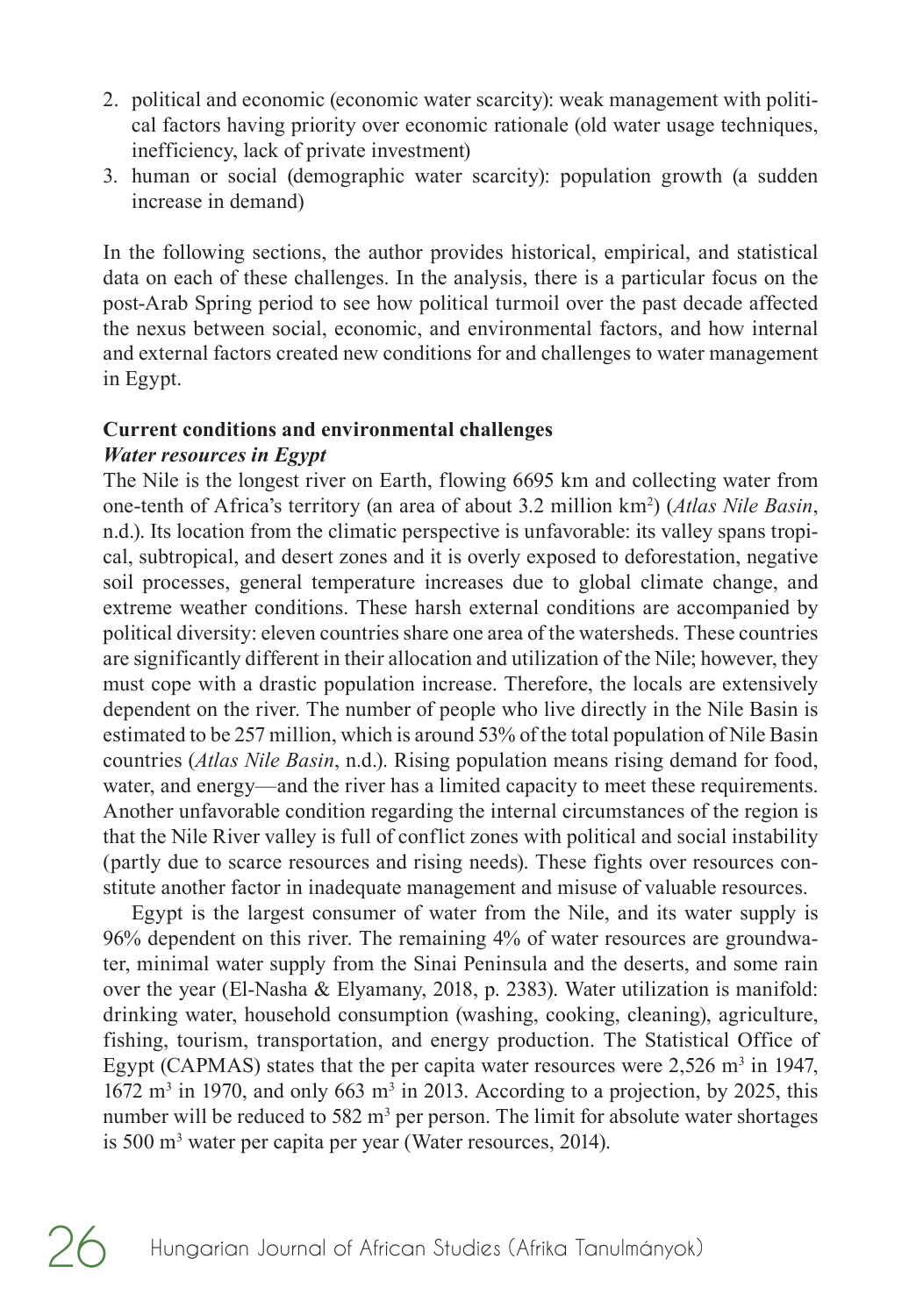2. political and economic (economic water scarcity): weak management with political factors having priority over economic rationale (old water usage techniques, inefficiency, lack of private investment)
3. human or social (demographic water scarcity): population growth (a sudden increase in demand)

In the following sections, the author provides historical, empirical, and statistical data on each of these challenges. In the analysis, there is a particular focus on the post-Arab Spring period to see how political turmoil over the past decade affected the nexus between social, economic, and environmental factors, and how internal and external factors created new conditions for and challenges to water management in Egypt.

### Current conditions and environmental challenges

#### *Water resources in Egypt*

The Nile is the longest river on Earth, flowing 6695 km and collecting water from one-tenth of Africa's territory (an area of about 3.2 million km$^2$) (*Atlas Nile Basin*, n.d.). Its location from the climatic perspective is unfavorable: its valley spans tropical, subtropical, and desert zones and it is overly exposed to deforestation, negative soil processes, general temperature increases due to global climate change, and extreme weather conditions. These harsh external conditions are accompanied by political diversity: eleven countries share one area of the watersheds. These countries are significantly different in their allocation and utilization of the Nile; however, they must cope with a drastic population increase. Therefore, the locals are extensively dependent on the river. The number of people who live directly in the Nile Basin is estimated to be 257 million, which is around 53% of the total population of Nile Basin countries (*Atlas Nile Basin*, n.d.). Rising population means rising demand for food, water, and energy—and the river has a limited capacity to meet these requirements. Another unfavorable condition regarding the internal circumstances of the region is that the Nile River valley is full of conflict zones with political and social instability (partly due to scarce resources and rising needs). These fights over resources constitute another factor in inadequate management and misuse of valuable resources.

Egypt is the largest consumer of water from the Nile, and its water supply is 96% dependent on this river. The remaining 4% of water resources are groundwater, minimal water supply from the Sinai Peninsula and the deserts, and some rain over the year (El-Nasha & Elyamany, 2018, p. 2383). Water utilization is manifold: drinking water, household consumption (washing, cooking, cleaning), agriculture, fishing, tourism, transportation, and energy production. The Statistical Office of Egypt (CAPMAS) states that the per capita water resources were 2,526 m$^3$ in 1947, 1672 m$^3$ in 1970, and only 663 m$^3$ in 2013. According to a projection, by 2025, this number will be reduced to 582 m$^3$ per person. The limit for absolute water shortages is 500 m$^3$ water per capita per year (Water resources, 2014).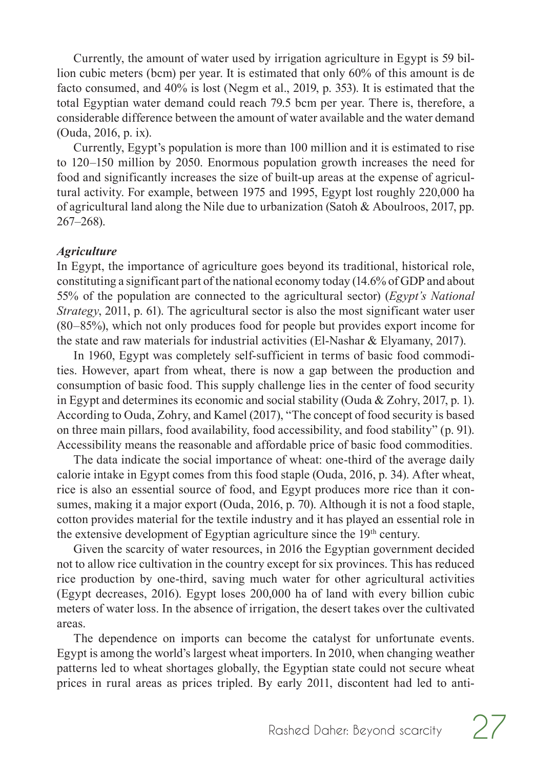Currently, the amount of water used by irrigation agriculture in Egypt is 59 billion cubic meters (bcm) per year. It is estimated that only 60% of this amount is de facto consumed, and 40% is lost (Negm et al., 2019, p. 353). It is estimated that the total Egyptian water demand could reach 79.5 bcm per year. There is, therefore, a considerable difference between the amount of water available and the water demand (Ouda, 2016, p. ix).

Currently, Egypt's population is more than 100 million and it is estimated to rise to 120–150 million by 2050. Enormous population growth increases the need for food and significantly increases the size of built-up areas at the expense of agricultural activity. For example, between 1975 and 1995, Egypt lost roughly 220,000 ha of agricultural land along the Nile due to urbanization (Satoh & Aboulroos, 2017, pp. 267–268).

### *Agriculture*

In Egypt, the importance of agriculture goes beyond its traditional, historical role, constituting a significant part of the national economy today (14.6% of GDP and about 55% of the population are connected to the agricultural sector) (*Egypt's National Strategy*, 2011, p. 61). The agricultural sector is also the most significant water user (80–85%), which not only produces food for people but provides export income for the state and raw materials for industrial activities (El-Nashar & Elyamany, 2017).

In 1960, Egypt was completely self-sufficient in terms of basic food commodities. However, apart from wheat, there is now a gap between the production and consumption of basic food. This supply challenge lies in the center of food security in Egypt and determines its economic and social stability (Ouda & Zohry, 2017, p. 1). According to Ouda, Zohry, and Kamel (2017), "The concept of food security is based on three main pillars, food availability, food accessibility, and food stability" (p. 91). Accessibility means the reasonable and affordable price of basic food commodities.

The data indicate the social importance of wheat: one-third of the average daily calorie intake in Egypt comes from this food staple (Ouda, 2016, p. 34). After wheat, rice is also an essential source of food, and Egypt produces more rice than it consumes, making it a major export (Ouda, 2016, p. 70). Although it is not a food staple, cotton provides material for the textile industry and it has played an essential role in the extensive development of Egyptian agriculture since the 19th century.

Given the scarcity of water resources, in 2016 the Egyptian government decided not to allow rice cultivation in the country except for six provinces. This has reduced rice production by one-third, saving much water for other agricultural activities (Egypt decreases, 2016). Egypt loses 200,000 ha of land with every billion cubic meters of water loss. In the absence of irrigation, the desert takes over the cultivated areas.

The dependence on imports can become the catalyst for unfortunate events. Egypt is among the world's largest wheat importers. In 2010, when changing weather patterns led to wheat shortages globally, the Egyptian state could not secure wheat prices in rural areas as prices tripled. By early 2011, discontent had led to anti-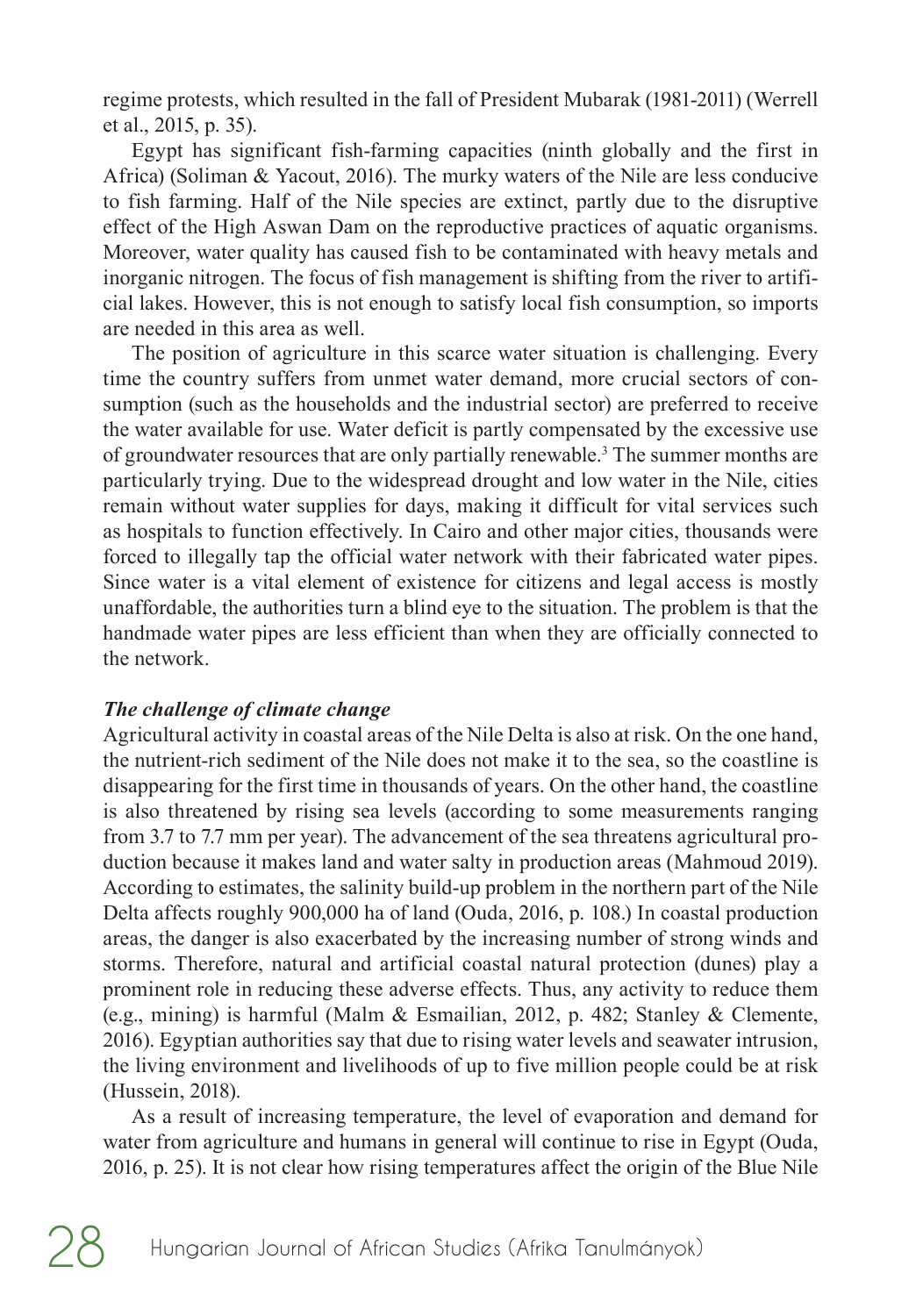regime protests, which resulted in the fall of President Mubarak (1981-2011) (Werrell et al., 2015, p. 35).

Egypt has significant fish-farming capacities (ninth globally and the first in Africa) (Soliman & Yacout, 2016). The murky waters of the Nile are less conducive to fish farming. Half of the Nile species are extinct, partly due to the disruptive effect of the High Aswan Dam on the reproductive practices of aquatic organisms. Moreover, water quality has caused fish to be contaminated with heavy metals and inorganic nitrogen. The focus of fish management is shifting from the river to artificial lakes. However, this is not enough to satisfy local fish consumption, so imports are needed in this area as well.

The position of agriculture in this scarce water situation is challenging. Every time the country suffers from unmet water demand, more crucial sectors of consumption (such as the households and the industrial sector) are preferred to receive the water available for use. Water deficit is partly compensated by the excessive use of groundwater resources that are only partially renewable.[3] The summer months are particularly trying. Due to the widespread drought and low water in the Nile, cities remain without water supplies for days, making it difficult for vital services such as hospitals to function effectively. In Cairo and other major cities, thousands were forced to illegally tap the official water network with their fabricated water pipes. Since water is a vital element of existence for citizens and legal access is mostly unaffordable, the authorities turn a blind eye to the situation. The problem is that the handmade water pipes are less efficient than when they are officially connected to the network.

### *The challenge of climate change*

Agricultural activity in coastal areas of the Nile Delta is also at risk. On the one hand, the nutrient-rich sediment of the Nile does not make it to the sea, so the coastline is disappearing for the first time in thousands of years. On the other hand, the coastline is also threatened by rising sea levels (according to some measurements ranging from 3.7 to 7.7 mm per year). The advancement of the sea threatens agricultural production because it makes land and water salty in production areas (Mahmoud 2019). According to estimates, the salinity build-up problem in the northern part of the Nile Delta affects roughly 900,000 ha of land (Ouda, 2016, p. 108.) In coastal production areas, the danger is also exacerbated by the increasing number of strong winds and storms. Therefore, natural and artificial coastal natural protection (dunes) play a prominent role in reducing these adverse effects. Thus, any activity to reduce them (e.g., mining) is harmful (Malm & Esmailian, 2012, p. 482; Stanley & Clemente, 2016). Egyptian authorities say that due to rising water levels and seawater intrusion, the living environment and livelihoods of up to five million people could be at risk (Hussein, 2018).

As a result of increasing temperature, the level of evaporation and demand for water from agriculture and humans in general will continue to rise in Egypt (Ouda, 2016, p. 25). It is not clear how rising temperatures affect the origin of the Blue Nile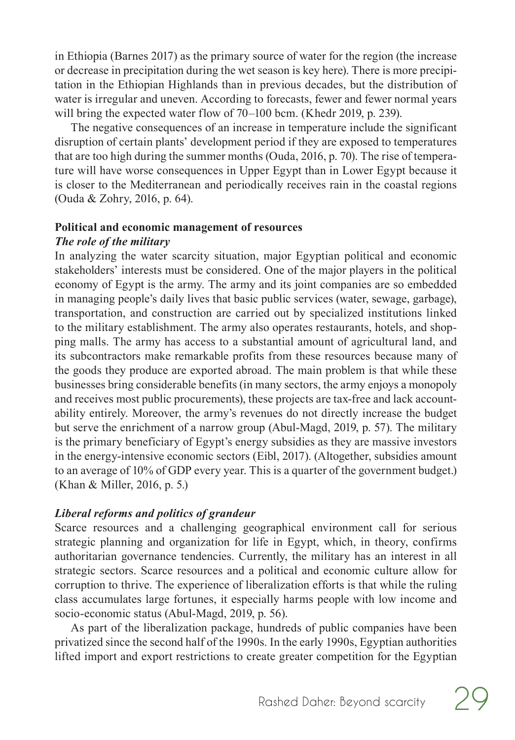in Ethiopia (Barnes 2017) as the primary source of water for the region (the increase or decrease in precipitation during the wet season is key here). There is more precipitation in the Ethiopian Highlands than in previous decades, but the distribution of water is irregular and uneven. According to forecasts, fewer and fewer normal years will bring the expected water flow of 70–100 bcm. (Khedr 2019, p. 239).

The negative consequences of an increase in temperature include the significant disruption of certain plants' development period if they are exposed to temperatures that are too high during the summer months (Ouda, 2016, p. 70). The rise of temperature will have worse consequences in Upper Egypt than in Lower Egypt because it is closer to the Mediterranean and periodically receives rain in the coastal regions (Ouda & Zohry, 2016, p. 64).

## Political and economic management of resources

### *The role of the military*

In analyzing the water scarcity situation, major Egyptian political and economic stakeholders' interests must be considered. One of the major players in the political economy of Egypt is the army. The army and its joint companies are so embedded in managing people's daily lives that basic public services (water, sewage, garbage), transportation, and construction are carried out by specialized institutions linked to the military establishment. The army also operates restaurants, hotels, and shopping malls. The army has access to a substantial amount of agricultural land, and its subcontractors make remarkable profits from these resources because many of the goods they produce are exported abroad. The main problem is that while these businesses bring considerable benefits (in many sectors, the army enjoys a monopoly and receives most public procurements), these projects are tax-free and lack accountability entirely. Moreover, the army's revenues do not directly increase the budget but serve the enrichment of a narrow group (Abul-Magd, 2019, p. 57). The military is the primary beneficiary of Egypt's energy subsidies as they are massive investors in the energy-intensive economic sectors (Eibl, 2017). (Altogether, subsidies amount to an average of 10% of GDP every year. This is a quarter of the government budget.) (Khan & Miller, 2016, p. 5.)

### *Liberal reforms and politics of grandeur*

Scarce resources and a challenging geographical environment call for serious strategic planning and organization for life in Egypt, which, in theory, confirms authoritarian governance tendencies. Currently, the military has an interest in all strategic sectors. Scarce resources and a political and economic culture allow for corruption to thrive. The experience of liberalization efforts is that while the ruling class accumulates large fortunes, it especially harms people with low income and socio-economic status (Abul-Magd, 2019, p. 56).

As part of the liberalization package, hundreds of public companies have been privatized since the second half of the 1990s. In the early 1990s, Egyptian authorities lifted import and export restrictions to create greater competition for the Egyptian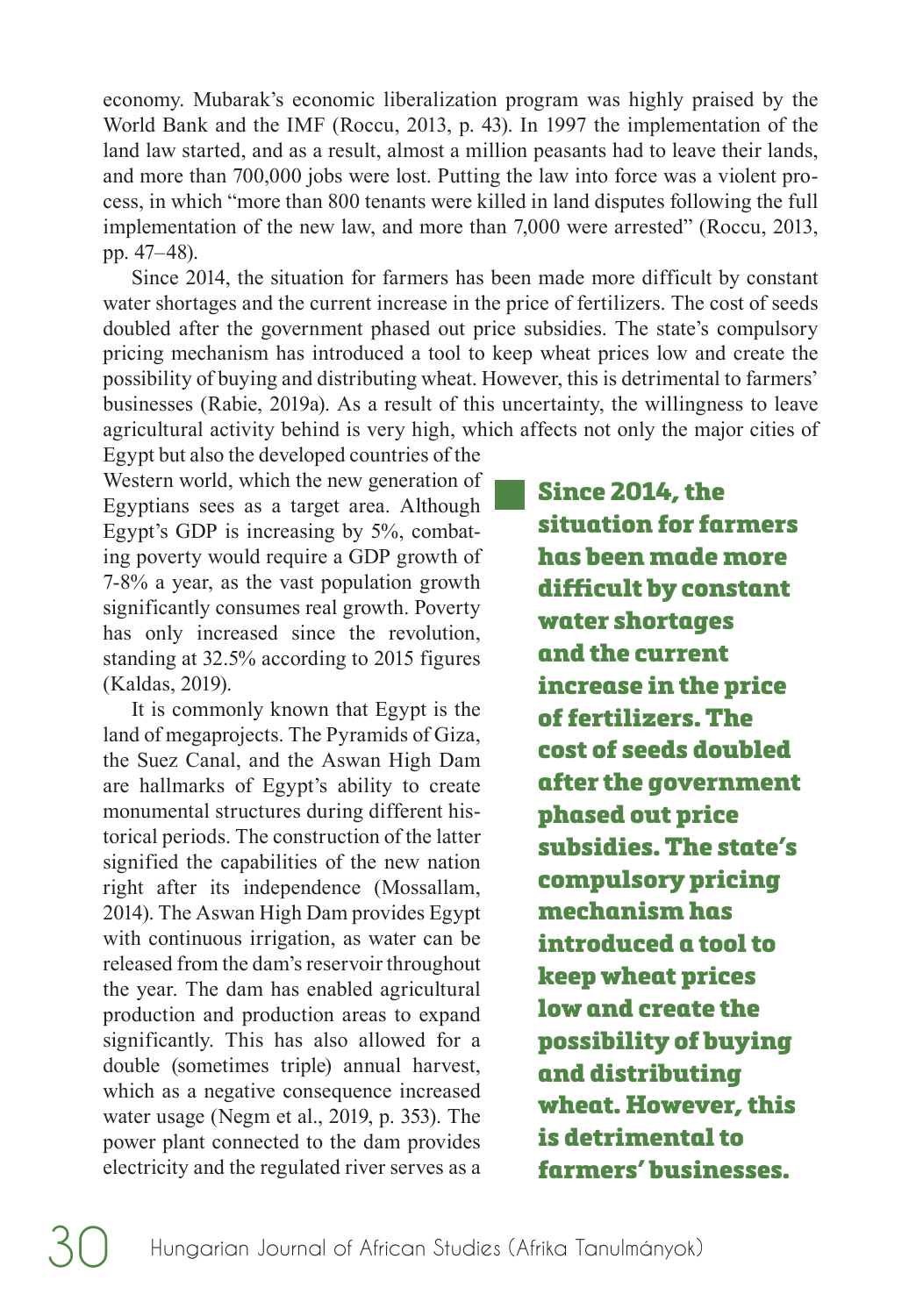economy. Mubarak's economic liberalization program was highly praised by the World Bank and the IMF (Roccu, 2013, p. 43). In 1997 the implementation of the land law started, and as a result, almost a million peasants had to leave their lands, and more than 700,000 jobs were lost. Putting the law into force was a violent process, in which "more than 800 tenants were killed in land disputes following the full implementation of the new law, and more than 7,000 were arrested" (Roccu, 2013, pp. 47–48).

Since 2014, the situation for farmers has been made more difficult by constant water shortages and the current increase in the price of fertilizers. The cost of seeds doubled after the government phased out price subsidies. The state's compulsory pricing mechanism has introduced a tool to keep wheat prices low and create the possibility of buying and distributing wheat. However, this is detrimental to farmers' businesses (Rabie, 2019a). As a result of this uncertainty, the willingness to leave agricultural activity behind is very high, which affects not only the major cities of Egypt but also the developed countries of the Western world, which the new generation of Egyptians sees as a target area. Although Egypt's GDP is increasing by 5%, combating poverty would require a GDP growth of 7-8% a year, as the vast population growth significantly consumes real growth. Poverty has only increased since the revolution, standing at 32.5% according to 2015 figures (Kaldas, 2019).

**Since 2014, the situation for farmers has been made more difficult by constant water shortages and the current increase in the price of fertilizers. The cost of seeds doubled after the government phased out price subsidies. The state's compulsory pricing mechanism has introduced a tool to keep wheat prices low and create the possibility of buying and distributing wheat. However, this is detrimental to farmers' businesses.**

It is commonly known that Egypt is the land of megaprojects. The Pyramids of Giza, the Suez Canal, and the Aswan High Dam are hallmarks of Egypt's ability to create monumental structures during different historical periods. The construction of the latter signified the capabilities of the new nation right after its independence (Mossallam, 2014). The Aswan High Dam provides Egypt with continuous irrigation, as water can be released from the dam's reservoir throughout the year. The dam has enabled agricultural production and production areas to expand significantly. This has also allowed for a double (sometimes triple) annual harvest, which as a negative consequence increased water usage (Negm et al., 2019, p. 353). The power plant connected to the dam provides electricity and the regulated river serves as a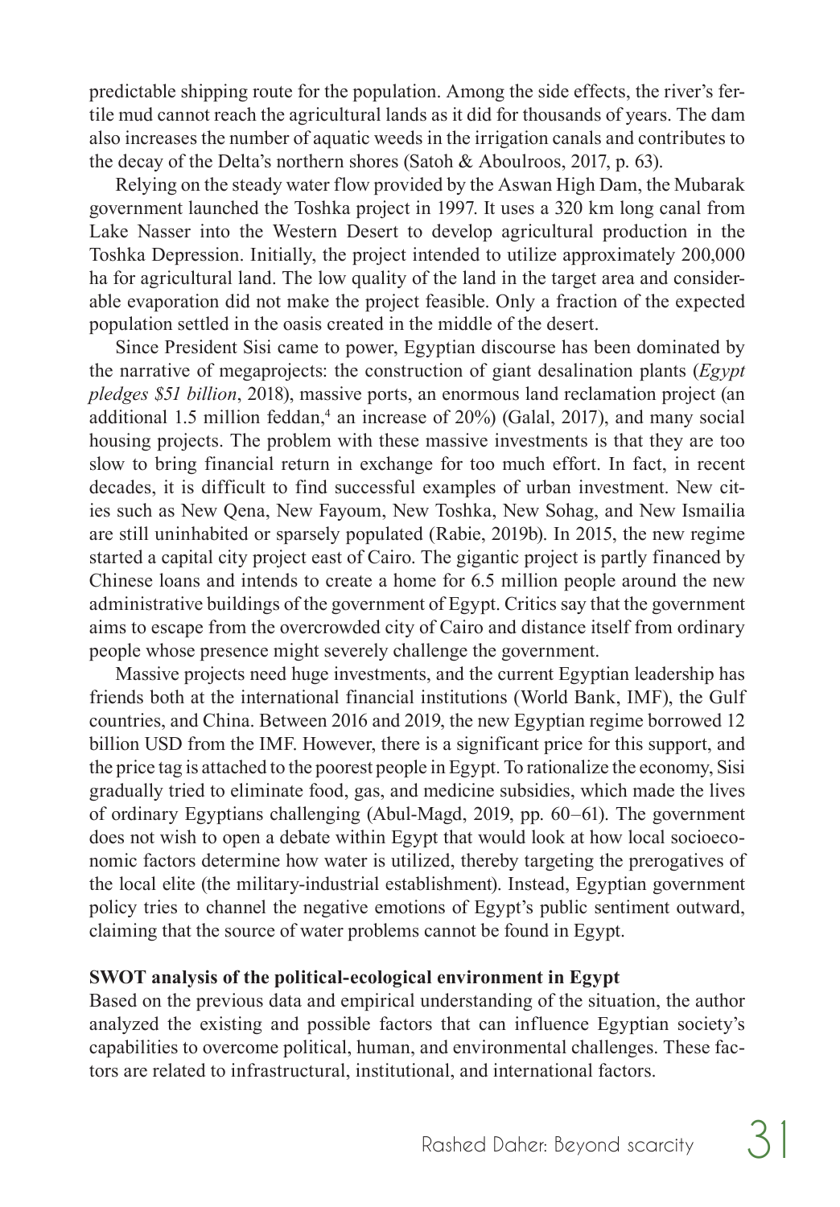predictable shipping route for the population. Among the side effects, the river's fertile mud cannot reach the agricultural lands as it did for thousands of years. The dam also increases the number of aquatic weeds in the irrigation canals and contributes to the decay of the Delta's northern shores (Satoh & Aboulroos, 2017, p. 63).

Relying on the steady water flow provided by the Aswan High Dam, the Mubarak government launched the Toshka project in 1997. It uses a 320 km long canal from Lake Nasser into the Western Desert to develop agricultural production in the Toshka Depression. Initially, the project intended to utilize approximately 200,000 ha for agricultural land. The low quality of the land in the target area and considerable evaporation did not make the project feasible. Only a fraction of the expected population settled in the oasis created in the middle of the desert.

Since President Sisi came to power, Egyptian discourse has been dominated by the narrative of megaprojects: the construction of giant desalination plants (*Egypt pledges $51 billion*, 2018), massive ports, an enormous land reclamation project (an additional 1.5 million feddan,[4] an increase of 20%) (Galal, 2017), and many social housing projects. The problem with these massive investments is that they are too slow to bring financial return in exchange for too much effort. In fact, in recent decades, it is difficult to find successful examples of urban investment. New cities such as New Qena, New Fayoum, New Toshka, New Sohag, and New Ismailia are still uninhabited or sparsely populated (Rabie, 2019b). In 2015, the new regime started a capital city project east of Cairo. The gigantic project is partly financed by Chinese loans and intends to create a home for 6.5 million people around the new administrative buildings of the government of Egypt. Critics say that the government aims to escape from the overcrowded city of Cairo and distance itself from ordinary people whose presence might severely challenge the government.

Massive projects need huge investments, and the current Egyptian leadership has friends both at the international financial institutions (World Bank, IMF), the Gulf countries, and China. Between 2016 and 2019, the new Egyptian regime borrowed 12 billion USD from the IMF. However, there is a significant price for this support, and the price tag is attached to the poorest people in Egypt. To rationalize the economy, Sisi gradually tried to eliminate food, gas, and medicine subsidies, which made the lives of ordinary Egyptians challenging (Abul-Magd, 2019, pp. 60–61). The government does not wish to open a debate within Egypt that would look at how local socioeconomic factors determine how water is utilized, thereby targeting the prerogatives of the local elite (the military-industrial establishment). Instead, Egyptian government policy tries to channel the negative emotions of Egypt's public sentiment outward, claiming that the source of water problems cannot be found in Egypt.

**SWOT analysis of the political-ecological environment in Egypt**

Based on the previous data and empirical understanding of the situation, the author analyzed the existing and possible factors that can influence Egyptian society's capabilities to overcome political, human, and environmental challenges. These factors are related to infrastructural, institutional, and international factors.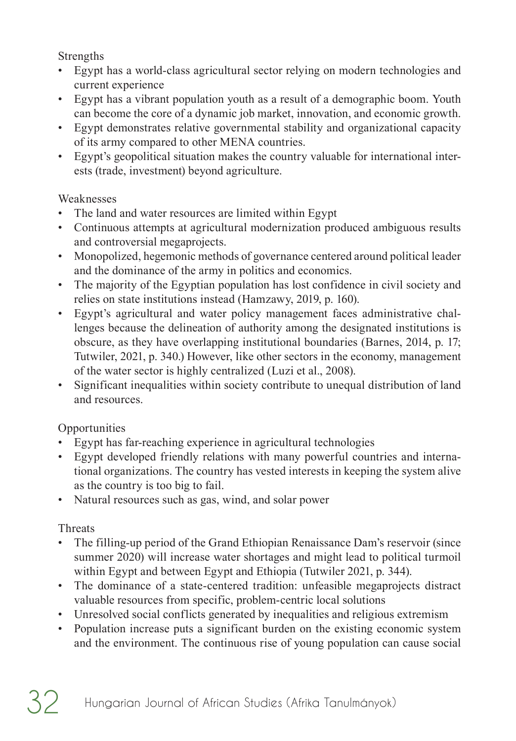Strengths

- Egypt has a world-class agricultural sector relying on modern technologies and current experience
- Egypt has a vibrant population youth as a result of a demographic boom. Youth can become the core of a dynamic job market, innovation, and economic growth.
- Egypt demonstrates relative governmental stability and organizational capacity of its army compared to other MENA countries.
- Egypt's geopolitical situation makes the country valuable for international interests (trade, investment) beyond agriculture.

Weaknesses

- The land and water resources are limited within Egypt
- Continuous attempts at agricultural modernization produced ambiguous results and controversial megaprojects.
- Monopolized, hegemonic methods of governance centered around political leader and the dominance of the army in politics and economics.
- The majority of the Egyptian population has lost confidence in civil society and relies on state institutions instead (Hamzawy, 2019, p. 160).
- Egypt's agricultural and water policy management faces administrative challenges because the delineation of authority among the designated institutions is obscure, as they have overlapping institutional boundaries (Barnes, 2014, p. 17; Tutwiler, 2021, p. 340.) However, like other sectors in the economy, management of the water sector is highly centralized (Luzi et al., 2008).
- Significant inequalities within society contribute to unequal distribution of land and resources.

Opportunities

- Egypt has far-reaching experience in agricultural technologies
- Egypt developed friendly relations with many powerful countries and international organizations. The country has vested interests in keeping the system alive as the country is too big to fail.
- Natural resources such as gas, wind, and solar power

Threats

- The filling-up period of the Grand Ethiopian Renaissance Dam's reservoir (since summer 2020) will increase water shortages and might lead to political turmoil within Egypt and between Egypt and Ethiopia (Tutwiler 2021, p. 344).
- The dominance of a state-centered tradition: unfeasible megaprojects distract valuable resources from specific, problem-centric local solutions
- Unresolved social conflicts generated by inequalities and religious extremism
- Population increase puts a significant burden on the existing economic system and the environment. The continuous rise of young population can cause social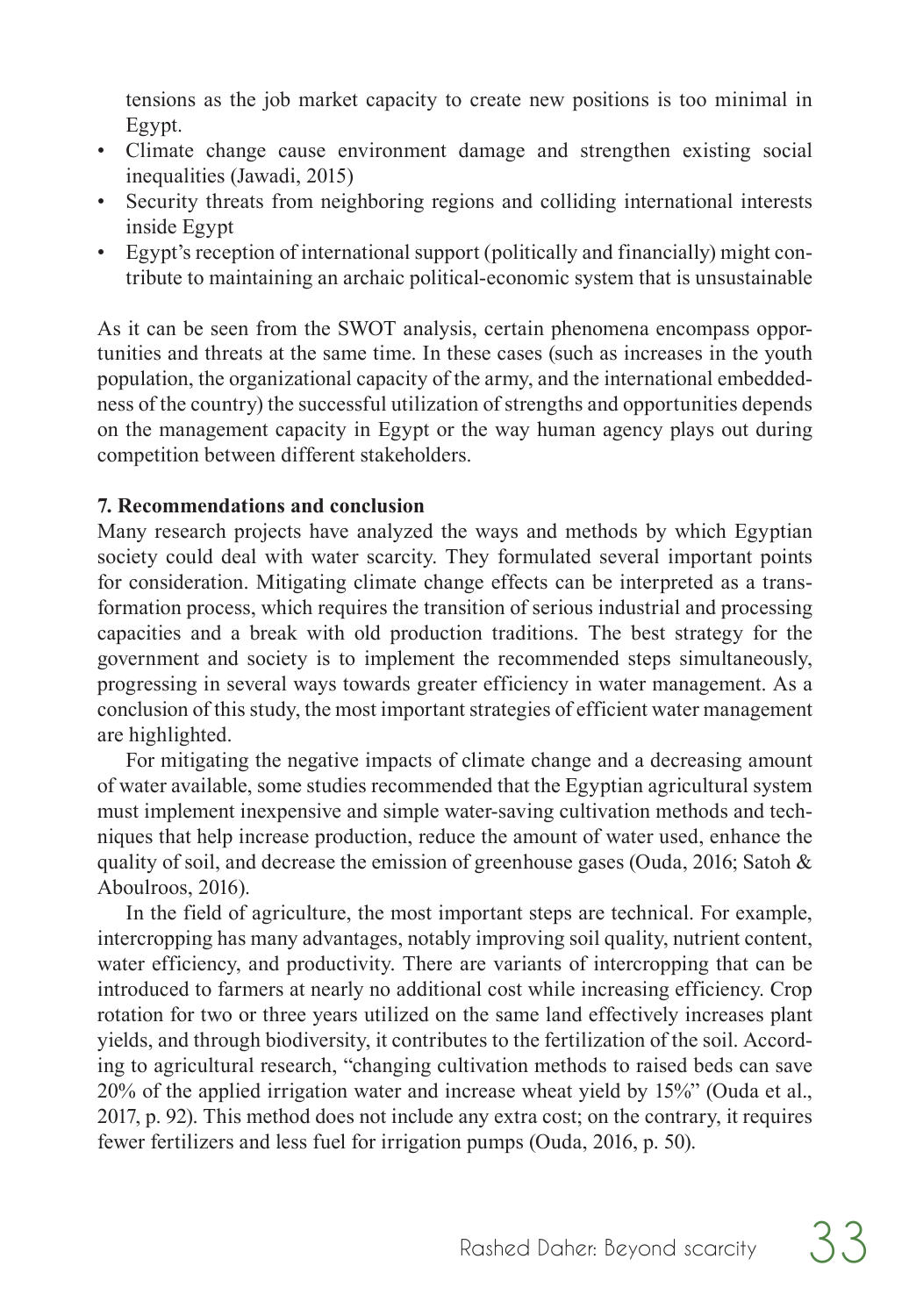tensions as the job market capacity to create new positions is too minimal in Egypt.

- Climate change cause environment damage and strengthen existing social inequalities (Jawadi, 2015)
- Security threats from neighboring regions and colliding international interests inside Egypt
- Egypt's reception of international support (politically and financially) might contribute to maintaining an archaic political-economic system that is unsustainable

As it can be seen from the SWOT analysis, certain phenomena encompass opportunities and threats at the same time. In these cases (such as increases in the youth population, the organizational capacity of the army, and the international embeddedness of the country) the successful utilization of strengths and opportunities depends on the management capacity in Egypt or the way human agency plays out during competition between different stakeholders.

**7. Recommendations and conclusion**

Many research projects have analyzed the ways and methods by which Egyptian society could deal with water scarcity. They formulated several important points for consideration. Mitigating climate change effects can be interpreted as a transformation process, which requires the transition of serious industrial and processing capacities and a break with old production traditions. The best strategy for the government and society is to implement the recommended steps simultaneously, progressing in several ways towards greater efficiency in water management. As a conclusion of this study, the most important strategies of efficient water management are highlighted.

For mitigating the negative impacts of climate change and a decreasing amount of water available, some studies recommended that the Egyptian agricultural system must implement inexpensive and simple water-saving cultivation methods and techniques that help increase production, reduce the amount of water used, enhance the quality of soil, and decrease the emission of greenhouse gases (Ouda, 2016; Satoh & Aboulroos, 2016).

In the field of agriculture, the most important steps are technical. For example, intercropping has many advantages, notably improving soil quality, nutrient content, water efficiency, and productivity. There are variants of intercropping that can be introduced to farmers at nearly no additional cost while increasing efficiency. Crop rotation for two or three years utilized on the same land effectively increases plant yields, and through biodiversity, it contributes to the fertilization of the soil. According to agricultural research, "changing cultivation methods to raised beds can save 20% of the applied irrigation water and increase wheat yield by 15%" (Ouda et al., 2017, p. 92). This method does not include any extra cost; on the contrary, it requires fewer fertilizers and less fuel for irrigation pumps (Ouda, 2016, p. 50).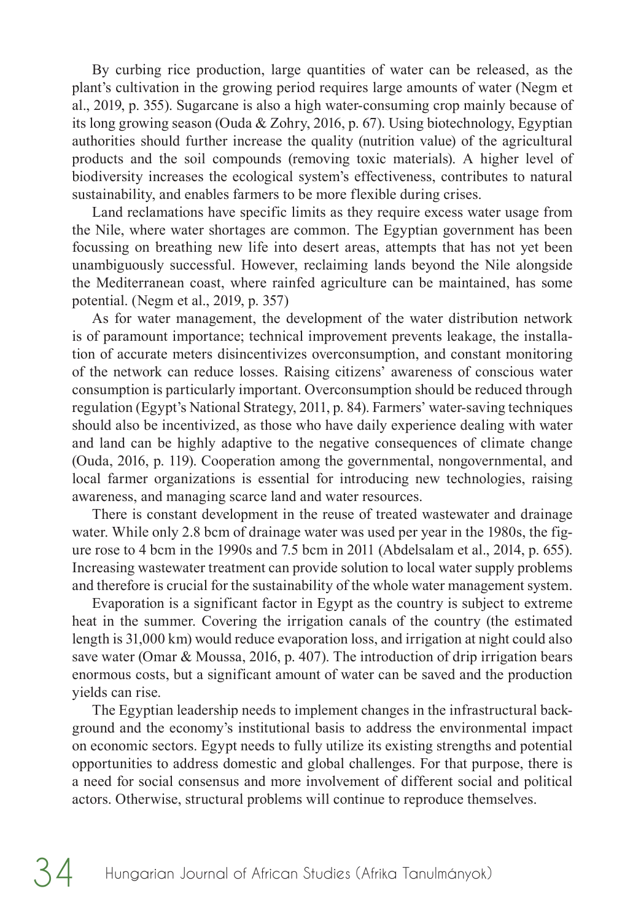By curbing rice production, large quantities of water can be released, as the plant's cultivation in the growing period requires large amounts of water (Negm et al., 2019, p. 355). Sugarcane is also a high water-consuming crop mainly because of its long growing season (Ouda & Zohry, 2016, p. 67). Using biotechnology, Egyptian authorities should further increase the quality (nutrition value) of the agricultural products and the soil compounds (removing toxic materials). A higher level of biodiversity increases the ecological system's effectiveness, contributes to natural sustainability, and enables farmers to be more flexible during crises.

Land reclamations have specific limits as they require excess water usage from the Nile, where water shortages are common. The Egyptian government has been focussing on breathing new life into desert areas, attempts that has not yet been unambiguously successful. However, reclaiming lands beyond the Nile alongside the Mediterranean coast, where rainfed agriculture can be maintained, has some potential. (Negm et al., 2019, p. 357)

As for water management, the development of the water distribution network is of paramount importance; technical improvement prevents leakage, the installation of accurate meters disincentivizes overconsumption, and constant monitoring of the network can reduce losses. Raising citizens' awareness of conscious water consumption is particularly important. Overconsumption should be reduced through regulation (Egypt's National Strategy, 2011, p. 84). Farmers' water-saving techniques should also be incentivized, as those who have daily experience dealing with water and land can be highly adaptive to the negative consequences of climate change (Ouda, 2016, p. 119). Cooperation among the governmental, nongovernmental, and local farmer organizations is essential for introducing new technologies, raising awareness, and managing scarce land and water resources.

There is constant development in the reuse of treated wastewater and drainage water. While only 2.8 bcm of drainage water was used per year in the 1980s, the figure rose to 4 bcm in the 1990s and 7.5 bcm in 2011 (Abdelsalam et al., 2014, p. 655). Increasing wastewater treatment can provide solution to local water supply problems and therefore is crucial for the sustainability of the whole water management system.

Evaporation is a significant factor in Egypt as the country is subject to extreme heat in the summer. Covering the irrigation canals of the country (the estimated length is 31,000 km) would reduce evaporation loss, and irrigation at night could also save water (Omar & Moussa, 2016, p. 407). The introduction of drip irrigation bears enormous costs, but a significant amount of water can be saved and the production yields can rise.

The Egyptian leadership needs to implement changes in the infrastructural background and the economy's institutional basis to address the environmental impact on economic sectors. Egypt needs to fully utilize its existing strengths and potential opportunities to address domestic and global challenges. For that purpose, there is a need for social consensus and more involvement of different social and political actors. Otherwise, structural problems will continue to reproduce themselves.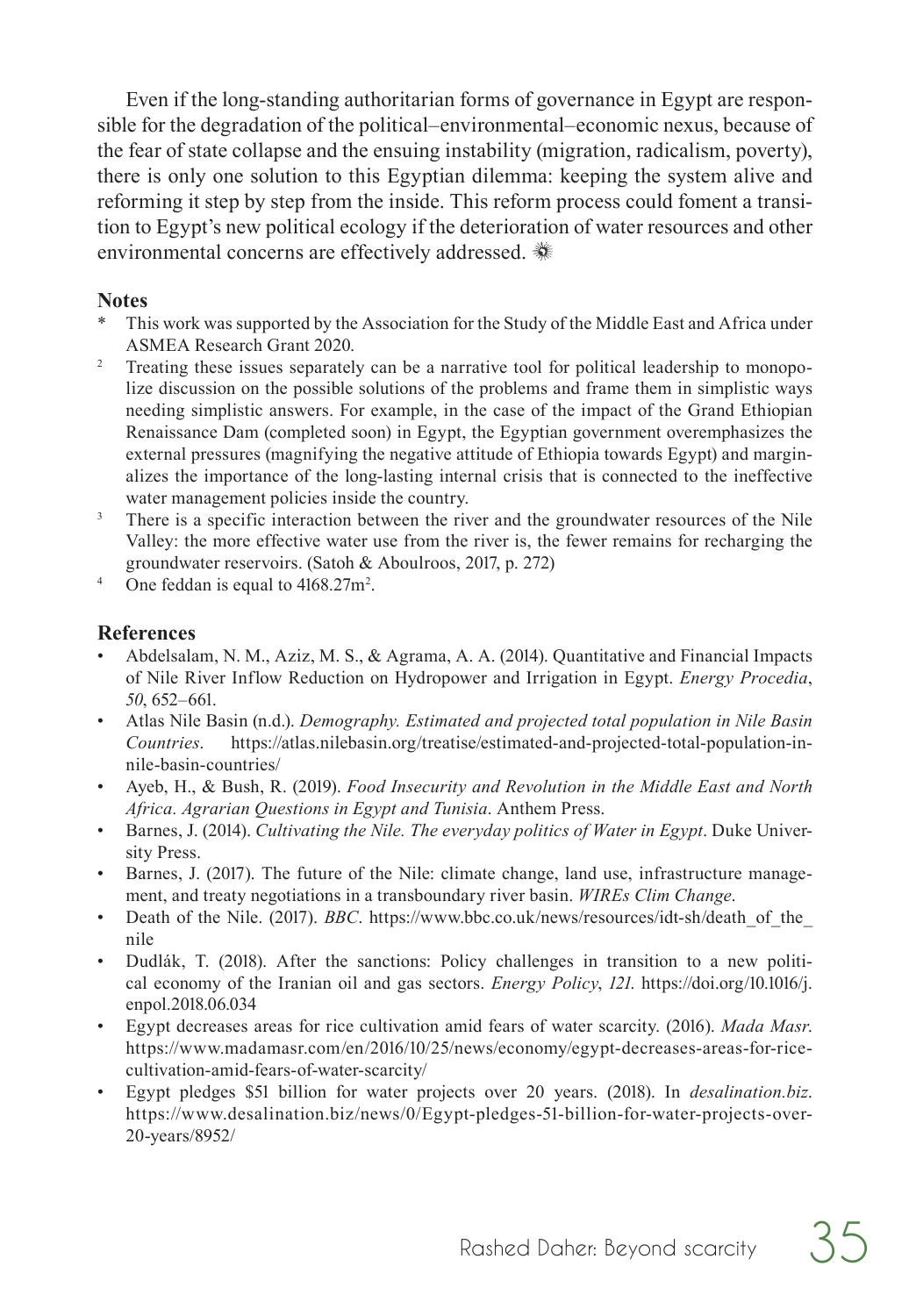Even if the long-standing authoritarian forms of governance in Egypt are responsible for the degradation of the political–environmental–economic nexus, because of the fear of state collapse and the ensuing instability (migration, radicalism, poverty), there is only one solution to this Egyptian dilemma: keeping the system alive and reforming it step by step from the inside. This reform process could foment a transition to Egypt's new political ecology if the deterioration of water resources and other environmental concerns are effectively addressed.

## Notes

- \* This work was supported by the Association for the Study of the Middle East and Africa under ASMEA Research Grant 2020.
- [2] Treating these issues separately can be a narrative tool for political leadership to monopolize discussion on the possible solutions of the problems and frame them in simplistic ways needing simplistic answers. For example, in the case of the impact of the Grand Ethiopian Renaissance Dam (completed soon) in Egypt, the Egyptian government overemphasizes the external pressures (magnifying the negative attitude of Ethiopia towards Egypt) and marginalizes the importance of the long-lasting internal crisis that is connected to the ineffective water management policies inside the country.
- [3] There is a specific interaction between the river and the groundwater resources of the Nile Valley: the more effective water use from the river is, the fewer remains for recharging the groundwater reservoirs. (Satoh & Aboulroos, 2017, p. 272)
- [4] One feddan is equal to 4168.27m$^2$.

## References

- Abdelsalam, N. M., Aziz, M. S., & Agrama, A. A. (2014). Quantitative and Financial Impacts of Nile River Inflow Reduction on Hydropower and Irrigation in Egypt. *Energy Procedia*, *50*, 652–661.
- Atlas Nile Basin (n.d.). *Demography. Estimated and projected total population in Nile Basin Countries*. https://atlas.nilebasin.org/treatise/estimated-and-projected-total-population-in-nile-basin-countries/
- Ayeb, H., & Bush, R. (2019). *Food Insecurity and Revolution in the Middle East and North Africa. Agrarian Questions in Egypt and Tunisia*. Anthem Press.
- Barnes, J. (2014). *Cultivating the Nile. The everyday politics of Water in Egypt*. Duke University Press.
- Barnes, J. (2017). The future of the Nile: climate change, land use, infrastructure management, and treaty negotiations in a transboundary river basin. *WIREs Clim Change*.
- Death of the Nile. (2017). *BBC*. https://www.bbc.co.uk/news/resources/idt-sh/death_of_the_nile
- Dudlák, T. (2018). After the sanctions: Policy challenges in transition to a new political economy of the Iranian oil and gas sectors. *Energy Policy*, *121*. https://doi.org/10.1016/j.enpol.2018.06.034
- Egypt decreases areas for rice cultivation amid fears of water scarcity. (2016). *Mada Masr*. https://www.madamasr.com/en/2016/10/25/news/economy/egypt-decreases-areas-for-rice-cultivation-amid-fears-of-water-scarcity/
- Egypt pledges $51 billion for water projects over 20 years. (2018). In *desalination.biz*. https://www.desalination.biz/news/0/Egypt-pledges-51-billion-for-water-projects-over-20-years/8952/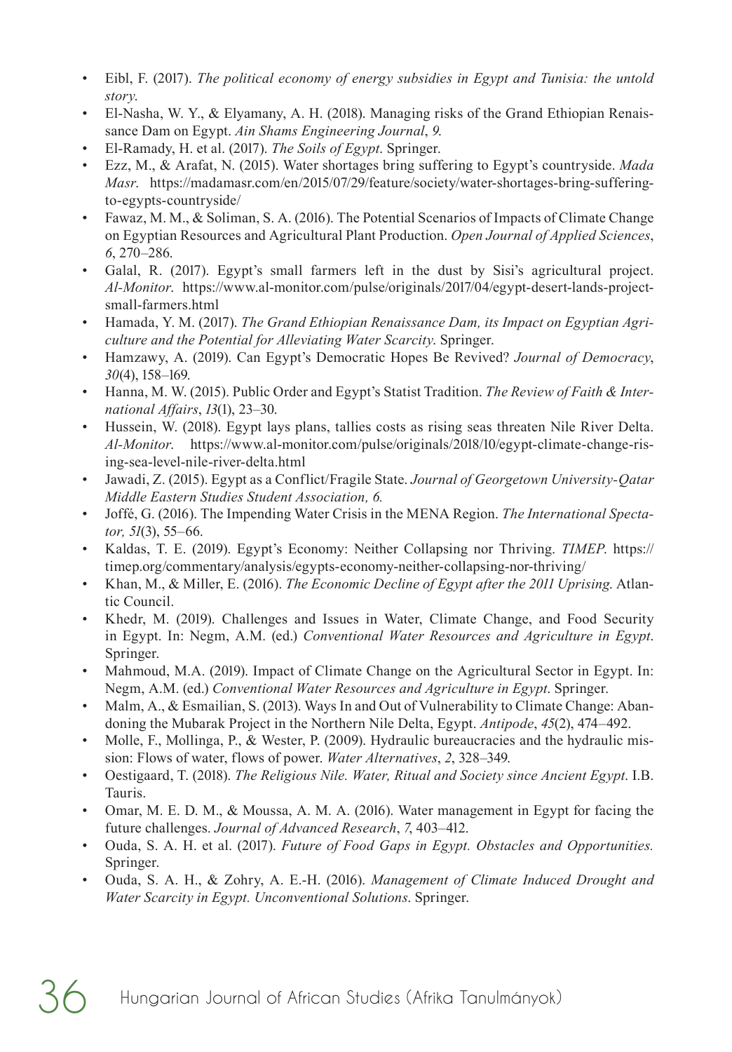- Eibl, F. (2017). *The political economy of energy subsidies in Egypt and Tunisia: the untold story.*
- El-Nasha, W. Y., & Elyamany, A. H. (2018). Managing risks of the Grand Ethiopian Renaissance Dam on Egypt. *Ain Shams Engineering Journal*, *9*.
- El-Ramady, H. et al. (2017). *The Soils of Egypt*. Springer.
- Ezz, M., & Arafat, N. (2015). Water shortages bring suffering to Egypt's countryside. *Mada Masr*. https://madamasr.com/en/2015/07/29/feature/society/water-shortages-bring-suffering-to-egypts-countryside/
- Fawaz, M. M., & Soliman, S. A. (2016). The Potential Scenarios of Impacts of Climate Change on Egyptian Resources and Agricultural Plant Production. *Open Journal of Applied Sciences*, *6*, 270–286.
- Galal, R. (2017). Egypt's small farmers left in the dust by Sisi's agricultural project. *Al-Monitor*. https://www.al-monitor.com/pulse/originals/2017/04/egypt-desert-lands-project-small-farmers.html
- Hamada, Y. M. (2017). *The Grand Ethiopian Renaissance Dam, its Impact on Egyptian Agriculture and the Potential for Alleviating Water Scarcity*. Springer.
- Hamzawy, A. (2019). Can Egypt's Democratic Hopes Be Revived? *Journal of Democracy*, *30*(4), 158–169.
- Hanna, M. W. (2015). Public Order and Egypt's Statist Tradition. *The Review of Faith & International Affairs*, *13*(1), 23–30.
- Hussein, W. (2018). Egypt lays plans, tallies costs as rising seas threaten Nile River Delta. *Al-Monitor*. https://www.al-monitor.com/pulse/originals/2018/10/egypt-climate-change-rising-sea-level-nile-river-delta.html
- Jawadi, Z. (2015). Egypt as a Conflict/Fragile State. *Journal of Georgetown University-Qatar Middle Eastern Studies Student Association, 6.*
- Joffé, G. (2016). The Impending Water Crisis in the MENA Region. *The International Spectator, 51*(3), 55–66.
- Kaldas, T. E. (2019). Egypt's Economy: Neither Collapsing nor Thriving. *TIMEP*. https://timep.org/commentary/analysis/egypts-economy-neither-collapsing-nor-thriving/
- Khan, M., & Miller, E. (2016). *The Economic Decline of Egypt after the 2011 Uprising*. Atlantic Council.
- Khedr, M. (2019). Challenges and Issues in Water, Climate Change, and Food Security in Egypt. In: Negm, A.M. (ed.) *Conventional Water Resources and Agriculture in Egypt*. Springer.
- Mahmoud, M.A. (2019). Impact of Climate Change on the Agricultural Sector in Egypt. In: Negm, A.M. (ed.) *Conventional Water Resources and Agriculture in Egypt*. Springer.
- Malm, A., & Esmailian, S. (2013). Ways In and Out of Vulnerability to Climate Change: Abandoning the Mubarak Project in the Northern Nile Delta, Egypt. *Antipode*, *45*(2), 474–492.
- Molle, F., Mollinga, P., & Wester, P. (2009). Hydraulic bureaucracies and the hydraulic mission: Flows of water, flows of power. *Water Alternatives*, *2*, 328–349.
- Oestigaard, T. (2018). *The Religious Nile. Water, Ritual and Society since Ancient Egypt*. I.B. Tauris.
- Omar, M. E. D. M., & Moussa, A. M. A. (2016). Water management in Egypt for facing the future challenges. *Journal of Advanced Research*, *7*, 403–412.
- Ouda, S. A. H. et al. (2017). *Future of Food Gaps in Egypt. Obstacles and Opportunities.* Springer.
- Ouda, S. A. H., & Zohry, A. E.-H. (2016). *Management of Climate Induced Drought and Water Scarcity in Egypt. Unconventional Solutions*. Springer.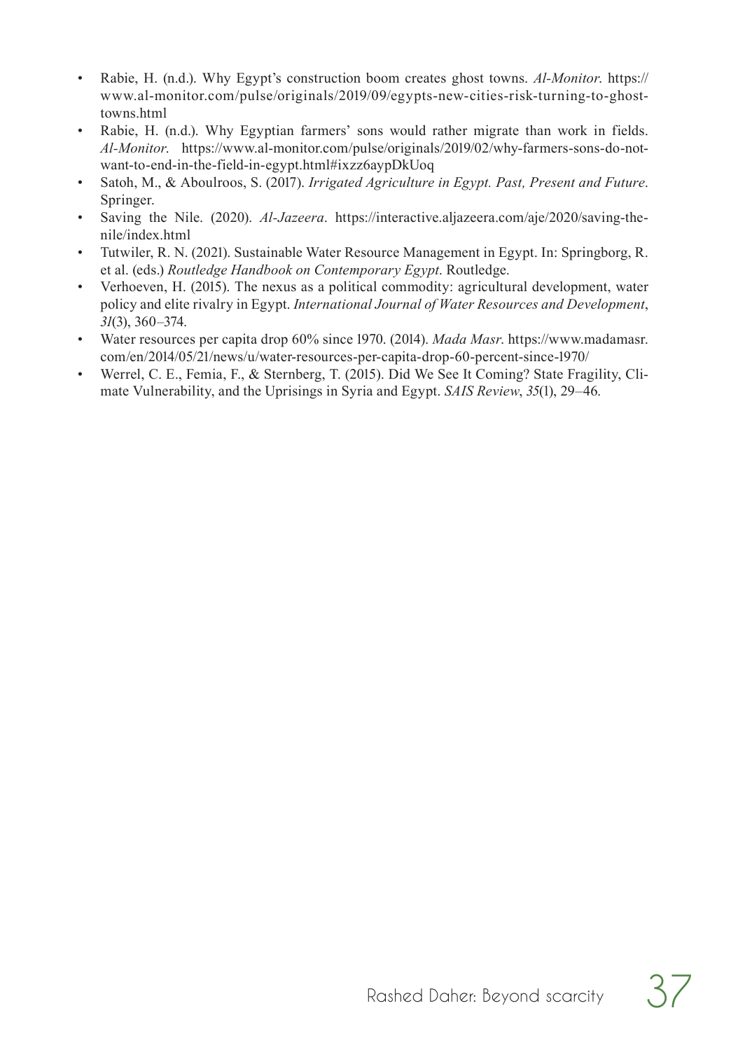- Rabie, H. (n.d.). Why Egypt's construction boom creates ghost towns. *Al-Monitor*. https://www.al-monitor.com/pulse/originals/2019/09/egypts-new-cities-risk-turning-to-ghost-towns.html
- Rabie, H. (n.d.). Why Egyptian farmers' sons would rather migrate than work in fields. *Al-Monitor*. https://www.al-monitor.com/pulse/originals/2019/02/why-farmers-sons-do-not-want-to-end-in-the-field-in-egypt.html#ixzz6aypDkUoq
- Satoh, M., & Aboulroos, S. (2017). *Irrigated Agriculture in Egypt. Past, Present and Future*. Springer.
- Saving the Nile. (2020). *Al-Jazeera*. https://interactive.aljazeera.com/aje/2020/saving-the-nile/index.html
- Tutwiler, R. N. (2021). Sustainable Water Resource Management in Egypt. In: Springborg, R. et al. (eds.) *Routledge Handbook on Contemporary Egypt*. Routledge.
- Verhoeven, H. (2015). The nexus as a political commodity: agricultural development, water policy and elite rivalry in Egypt. *International Journal of Water Resources and Development*, *31*(3), 360–374.
- Water resources per capita drop 60% since 1970. (2014). *Mada Masr*. https://www.madamasr.com/en/2014/05/21/news/u/water-resources-per-capita-drop-60-percent-since-1970/
- Werrel, C. E., Femia, F., & Sternberg, T. (2015). Did We See It Coming? State Fragility, Climate Vulnerability, and the Uprisings in Syria and Egypt. *SAIS Review*, *35*(1), 29–46.